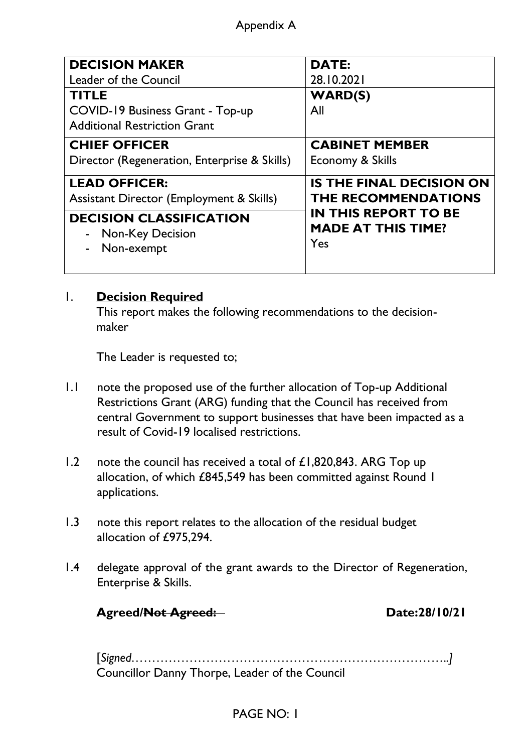Appendix A

| DECISION MAKER<br>Leader of the Council | DATE:<br>28.10.2021 |
|---|---|
| **TITLE**<br>COVID-19 Business Grant - Top-up Additional Restriction Grant | **WARD(S)**<br>All |
| **CHIEF OFFICER**<br>Director (Regeneration, Enterprise & Skills) | **CABINET MEMBER**<br>Economy & Skills |
| **LEAD OFFICER:**<br>Assistant Director (Employment & Skills) | **IS THE FINAL DECISION ON THE RECOMMENDATIONS IN THIS REPORT TO BE MADE AT THIS TIME?**<br>Yes |
| **DECISION CLASSIFICATION**<br>- Non-Key Decision<br>- Non-exempt | |

## 1. Decision Required

This report makes the following recommendations to the decision-maker

The Leader is requested to;

1.1 note the proposed use of the further allocation of Top-up Additional Restrictions Grant (ARG) funding that the Council has received from central Government to support businesses that have been impacted as a result of Covid-19 localised restrictions.

1.2 note the council has received a total of £1,820,843. ARG Top up allocation, of which £845,549 has been committed against Round 1 applications.

1.3 note this report relates to the allocation of the residual budget allocation of £975,294.

1.4 delegate approval of the grant awards to the Director of Regeneration, Enterprise & Skills.

**Agreed/~~Not Agreed:~~** **Date:28/10/21**

[*Signed*…………………………………………………………………..]
Councillor Danny Thorpe, Leader of the Council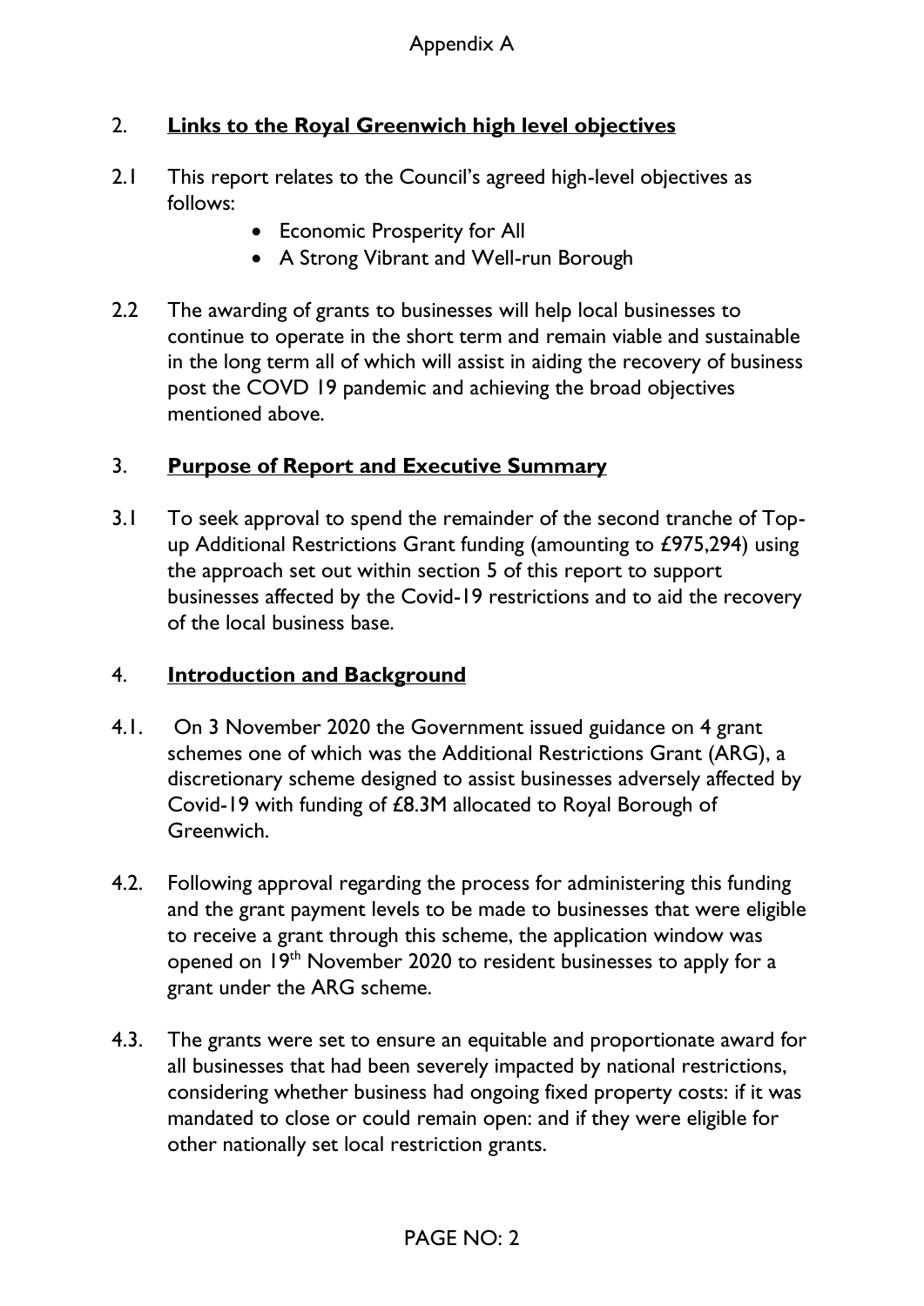Appendix A

## 2. **Links to the Royal Greenwich high level objectives**

2.1 This report relates to the Council's agreed high-level objectives as follows:

- Economic Prosperity for All
- A Strong Vibrant and Well-run Borough

2.2 The awarding of grants to businesses will help local businesses to continue to operate in the short term and remain viable and sustainable in the long term all of which will assist in aiding the recovery of business post the COVD 19 pandemic and achieving the broad objectives mentioned above.

## 3. **Purpose of Report and Executive Summary**

3.1 To seek approval to spend the remainder of the second tranche of Top-up Additional Restrictions Grant funding (amounting to £975,294) using the approach set out within section 5 of this report to support businesses affected by the Covid-19 restrictions and to aid the recovery of the local business base.

## 4. **Introduction and Background**

4.1. On 3 November 2020 the Government issued guidance on 4 grant schemes one of which was the Additional Restrictions Grant (ARG), a discretionary scheme designed to assist businesses adversely affected by Covid-19 with funding of £8.3M allocated to Royal Borough of Greenwich.

4.2. Following approval regarding the process for administering this funding and the grant payment levels to be made to businesses that were eligible to receive a grant through this scheme, the application window was opened on 19th November 2020 to resident businesses to apply for a grant under the ARG scheme.

4.3. The grants were set to ensure an equitable and proportionate award for all businesses that had been severely impacted by national restrictions, considering whether business had ongoing fixed property costs: if it was mandated to close or could remain open: and if they were eligible for other nationally set local restriction grants.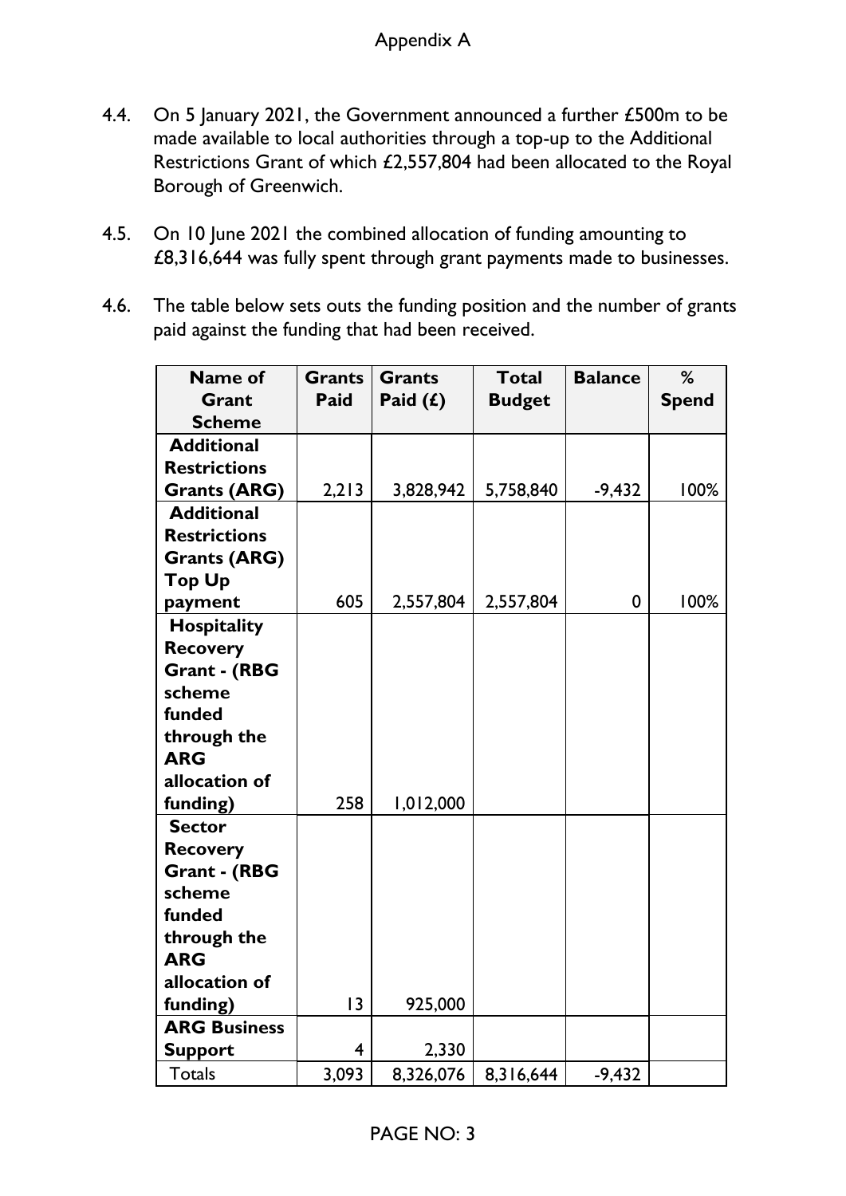Appendix A

4.4. On 5 January 2021, the Government announced a further £500m to be made available to local authorities through a top-up to the Additional Restrictions Grant of which £2,557,804 had been allocated to the Royal Borough of Greenwich.

4.5. On 10 June 2021 the combined allocation of funding amounting to £8,316,644 was fully spent through grant payments made to businesses.

4.6. The table below sets outs the funding position and the number of grants paid against the funding that had been received.

| Name of Grant Scheme | Grants Paid | Grants Paid (£) | Total Budget | Balance | % Spend |
|---|---|---|---|---|---|
| **Additional Restrictions Grants (ARG)** | 2,213 | 3,828,942 | 5,758,840 | -9,432 | 100% |
| **Additional Restrictions Grants (ARG) Top Up payment** | 605 | 2,557,804 | 2,557,804 | 0 | 100% |
| **Hospitality Recovery Grant - (RBG scheme funded through the ARG allocation of funding)** | 258 | 1,012,000 | | | |
| **Sector Recovery Grant - (RBG scheme funded through the ARG allocation of funding)** | 13 | 925,000 | | | |
| **ARG Business Support** | 4 | 2,330 | | | |
| Totals | 3,093 | 8,326,076 | 8,316,644 | -9,432 | |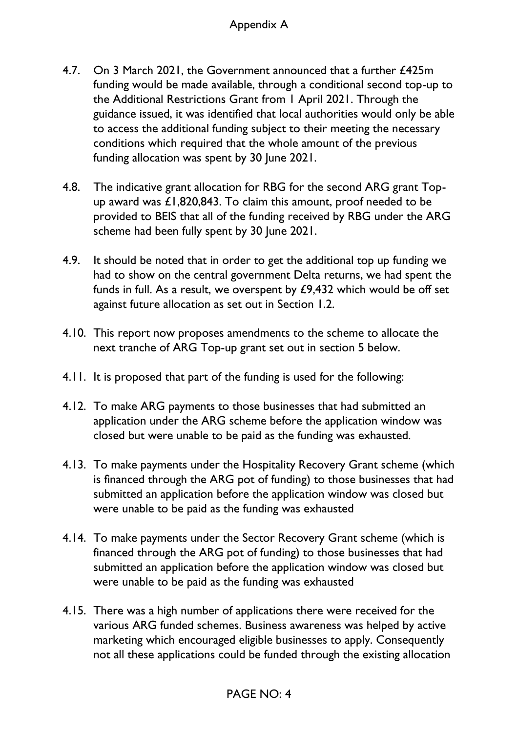4.7. On 3 March 2021, the Government announced that a further £425m funding would be made available, through a conditional second top-up to the Additional Restrictions Grant from 1 April 2021. Through the guidance issued, it was identified that local authorities would only be able to access the additional funding subject to their meeting the necessary conditions which required that the whole amount of the previous funding allocation was spent by 30 June 2021.

4.8. The indicative grant allocation for RBG for the second ARG grant Top-up award was £1,820,843. To claim this amount, proof needed to be provided to BEIS that all of the funding received by RBG under the ARG scheme had been fully spent by 30 June 2021.

4.9. It should be noted that in order to get the additional top up funding we had to show on the central government Delta returns, we had spent the funds in full. As a result, we overspent by £9,432 which would be off set against future allocation as set out in Section 1.2.

4.10. This report now proposes amendments to the scheme to allocate the next tranche of ARG Top-up grant set out in section 5 below.

4.11. It is proposed that part of the funding is used for the following:

4.12. To make ARG payments to those businesses that had submitted an application under the ARG scheme before the application window was closed but were unable to be paid as the funding was exhausted.

4.13. To make payments under the Hospitality Recovery Grant scheme (which is financed through the ARG pot of funding) to those businesses that had submitted an application before the application window was closed but were unable to be paid as the funding was exhausted

4.14. To make payments under the Sector Recovery Grant scheme (which is financed through the ARG pot of funding) to those businesses that had submitted an application before the application window was closed but were unable to be paid as the funding was exhausted

4.15. There was a high number of applications there were received for the various ARG funded schemes. Business awareness was helped by active marketing which encouraged eligible businesses to apply. Consequently not all these applications could be funded through the existing allocation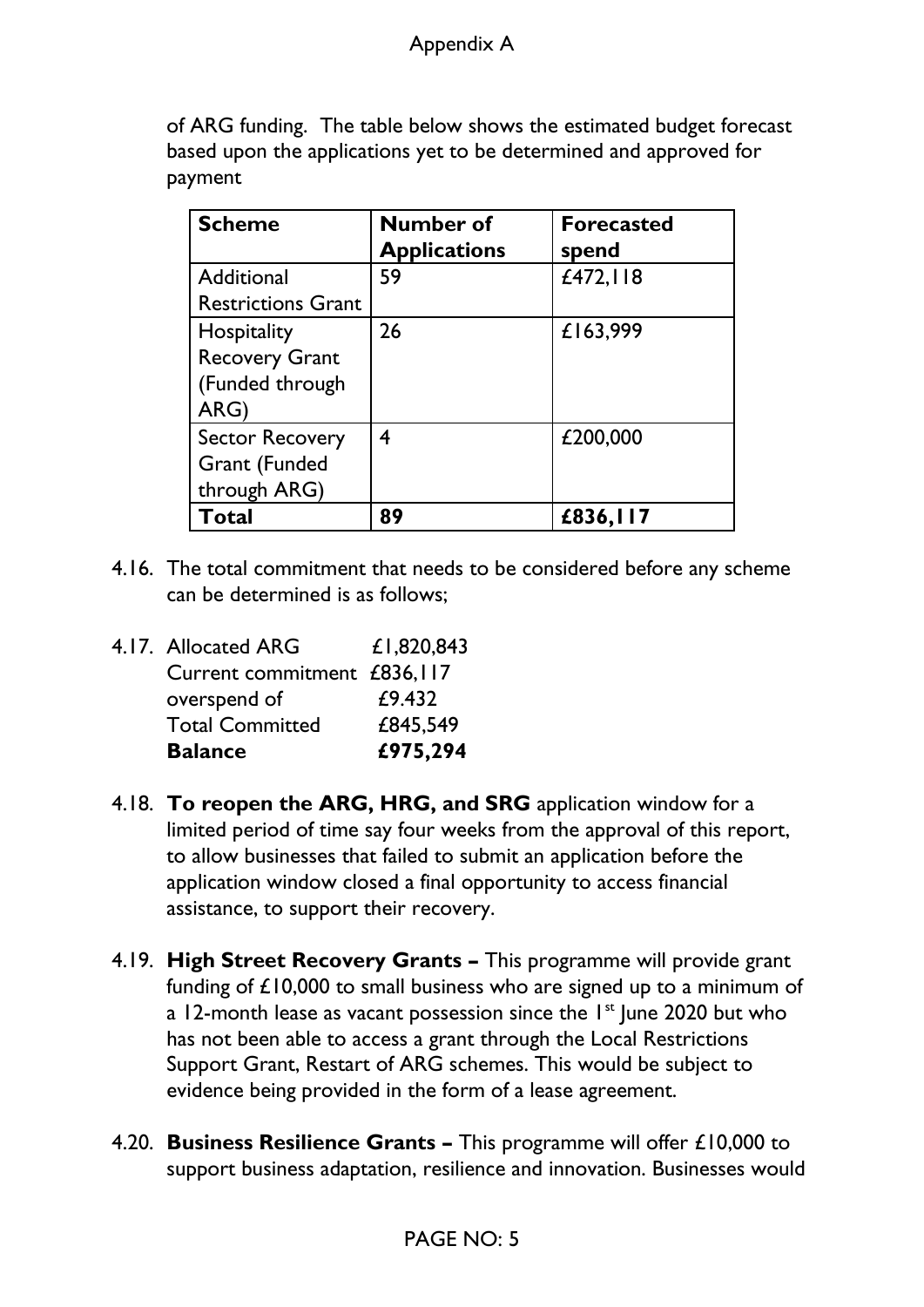of ARG funding. The table below shows the estimated budget forecast based upon the applications yet to be determined and approved for payment

| Scheme | Number of Applications | Forecasted spend |
|---|---|---|
| Additional Restrictions Grant | 59 | £472,118 |
| Hospitality Recovery Grant (Funded through ARG) | 26 | £163,999 |
| Sector Recovery Grant (Funded through ARG) | 4 | £200,000 |
| **Total** | **89** | **£836,117** |

4.16. The total commitment that needs to be considered before any scheme can be determined is as follows;

4.17.

| | |
|---|---|
| Allocated ARG | £1,820,843 |
| Current commitment | £836,117 |
| overspend of | £9.432 |
| Total Committed | £845,549 |
| **Balance** | **£975,294** |

4.18. **To reopen the ARG, HRG, and SRG** application window for a limited period of time say four weeks from the approval of this report, to allow businesses that failed to submit an application before the application window closed a final opportunity to access financial assistance, to support their recovery.

4.19. **High Street Recovery Grants –** This programme will provide grant funding of £10,000 to small business who are signed up to a minimum of a 12-month lease as vacant possession since the 1st June 2020 but who has not been able to access a grant through the Local Restrictions Support Grant, Restart of ARG schemes. This would be subject to evidence being provided in the form of a lease agreement.

4.20. **Business Resilience Grants –** This programme will offer £10,000 to support business adaptation, resilience and innovation. Businesses would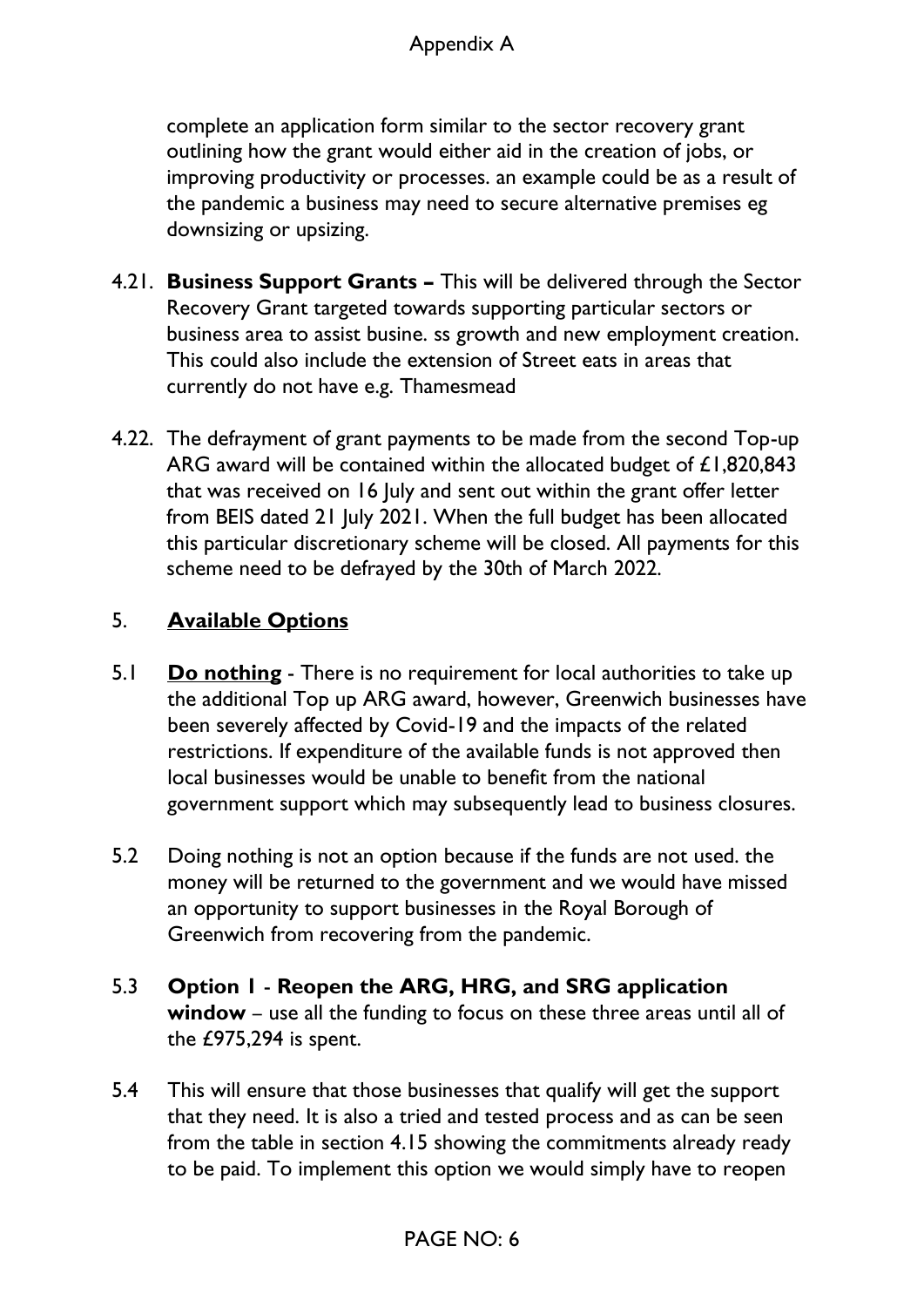complete an application form similar to the sector recovery grant outlining how the grant would either aid in the creation of jobs, or improving productivity or processes. an example could be as a result of the pandemic a business may need to secure alternative premises eg downsizing or upsizing.

4.21. **Business Support Grants –** This will be delivered through the Sector Recovery Grant targeted towards supporting particular sectors or business area to assist busine. ss growth and new employment creation. This could also include the extension of Street eats in areas that currently do not have e.g. Thamesmead

4.22. The defrayment of grant payments to be made from the second Top-up ARG award will be contained within the allocated budget of £1,820,843 that was received on 16 July and sent out within the grant offer letter from BEIS dated 21 July 2021. When the full budget has been allocated this particular discretionary scheme will be closed. All payments for this scheme need to be defrayed by the 30th of March 2022.

## 5. Available Options

5.1 **Do nothing** - There is no requirement for local authorities to take up the additional Top up ARG award, however, Greenwich businesses have been severely affected by Covid-19 and the impacts of the related restrictions. If expenditure of the available funds is not approved then local businesses would be unable to benefit from the national government support which may subsequently lead to business closures.

5.2 Doing nothing is not an option because if the funds are not used. the money will be returned to the government and we would have missed an opportunity to support businesses in the Royal Borough of Greenwich from recovering from the pandemic.

5.3 **Option 1** - **Reopen the ARG, HRG, and SRG application window** – use all the funding to focus on these three areas until all of the £975,294 is spent.

5.4 This will ensure that those businesses that qualify will get the support that they need. It is also a tried and tested process and as can be seen from the table in section 4.15 showing the commitments already ready to be paid. To implement this option we would simply have to reopen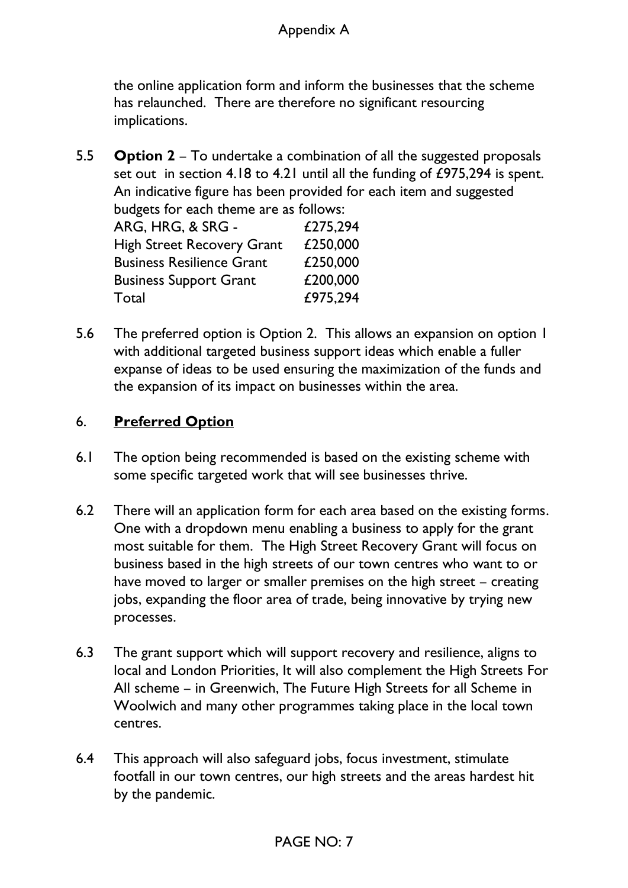the online application form and inform the businesses that the scheme has relaunched. There are therefore no significant resourcing implications.

5.5 **Option 2** – To undertake a combination of all the suggested proposals set out in section 4.18 to 4.21 until all the funding of £975,294 is spent. An indicative figure has been provided for each item and suggested budgets for each theme are as follows:

| | |
|---|---|
| ARG, HRG, & SRG - | £275,294 |
| High Street Recovery Grant | £250,000 |
| Business Resilience Grant | £250,000 |
| Business Support Grant | £200,000 |
| Total | £975,294 |

5.6 The preferred option is Option 2. This allows an expansion on option 1 with additional targeted business support ideas which enable a fuller expanse of ideas to be used ensuring the maximization of the funds and the expansion of its impact on businesses within the area.

## 6. Preferred Option

6.1 The option being recommended is based on the existing scheme with some specific targeted work that will see businesses thrive.

6.2 There will an application form for each area based on the existing forms. One with a dropdown menu enabling a business to apply for the grant most suitable for them. The High Street Recovery Grant will focus on business based in the high streets of our town centres who want to or have moved to larger or smaller premises on the high street – creating jobs, expanding the floor area of trade, being innovative by trying new processes.

6.3 The grant support which will support recovery and resilience, aligns to local and London Priorities, It will also complement the High Streets For All scheme – in Greenwich, The Future High Streets for all Scheme in Woolwich and many other programmes taking place in the local town centres.

6.4 This approach will also safeguard jobs, focus investment, stimulate footfall in our town centres, our high streets and the areas hardest hit by the pandemic.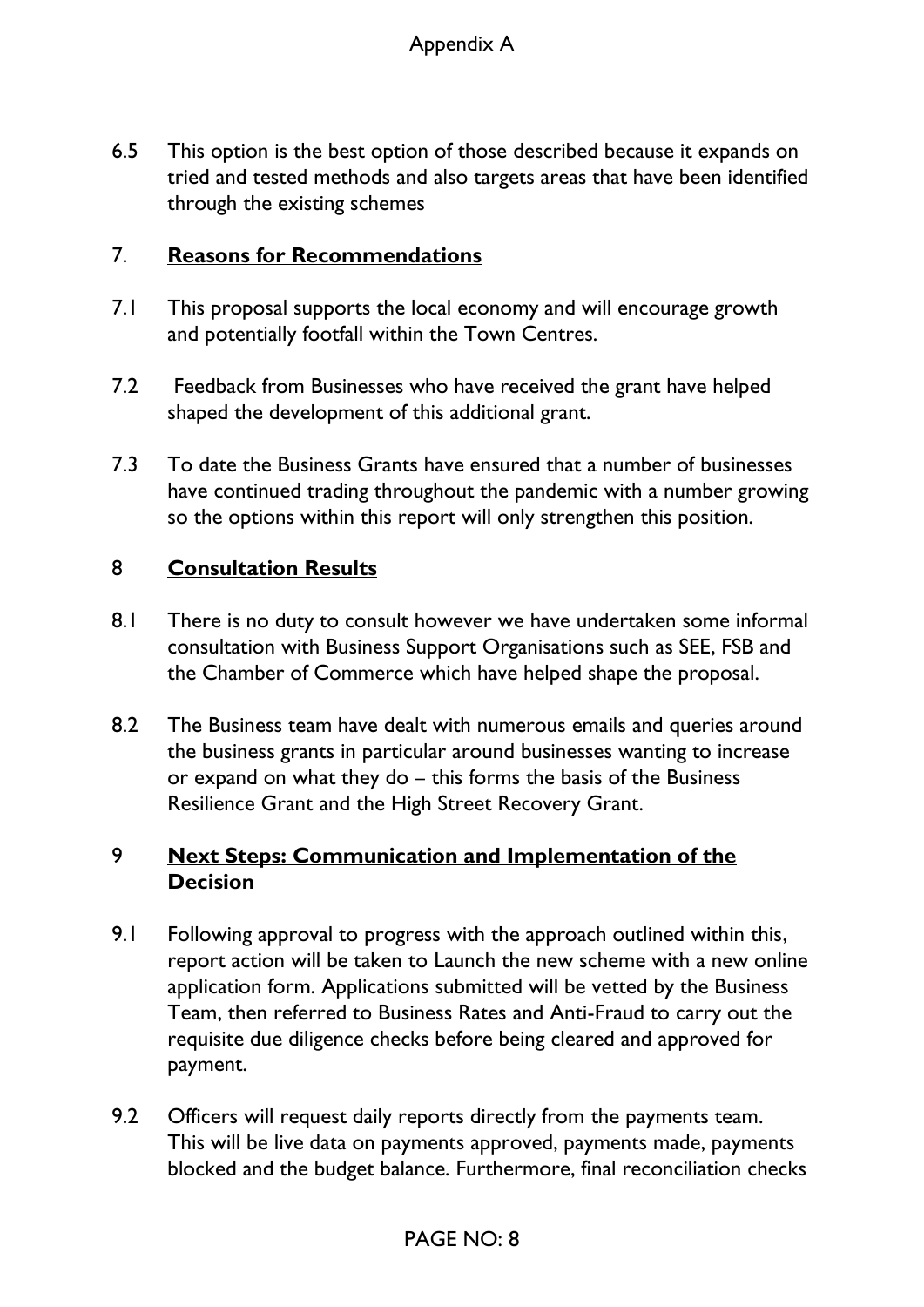6.5 This option is the best option of those described because it expands on tried and tested methods and also targets areas that have been identified through the existing schemes

## 7. Reasons for Recommendations

7.1 This proposal supports the local economy and will encourage growth and potentially footfall within the Town Centres.

7.2 Feedback from Businesses who have received the grant have helped shaped the development of this additional grant.

7.3 To date the Business Grants have ensured that a number of businesses have continued trading throughout the pandemic with a number growing so the options within this report will only strengthen this position.

## 8 Consultation Results

8.1 There is no duty to consult however we have undertaken some informal consultation with Business Support Organisations such as SEE, FSB and the Chamber of Commerce which have helped shape the proposal.

8.2 The Business team have dealt with numerous emails and queries around the business grants in particular around businesses wanting to increase or expand on what they do – this forms the basis of the Business Resilience Grant and the High Street Recovery Grant.

## 9 Next Steps: Communication and Implementation of the Decision

9.1 Following approval to progress with the approach outlined within this, report action will be taken to Launch the new scheme with a new online application form. Applications submitted will be vetted by the Business Team, then referred to Business Rates and Anti-Fraud to carry out the requisite due diligence checks before being cleared and approved for payment.

9.2 Officers will request daily reports directly from the payments team. This will be live data on payments approved, payments made, payments blocked and the budget balance. Furthermore, final reconciliation checks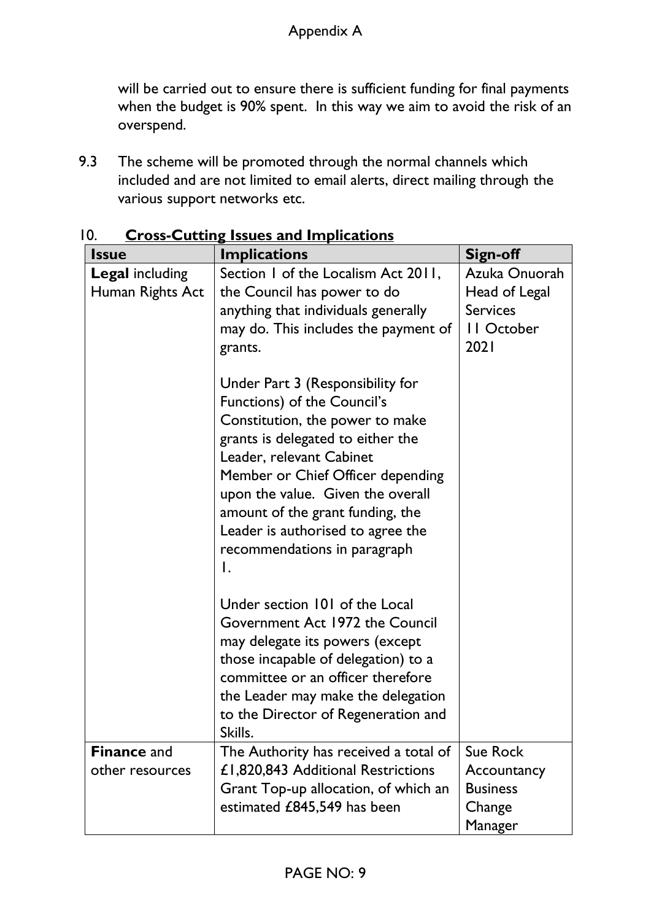will be carried out to ensure there is sufficient funding for final payments when the budget is 90% spent. In this way we aim to avoid the risk of an overspend.

9.3 The scheme will be promoted through the normal channels which included and are not limited to email alerts, direct mailing through the various support networks etc.

## 10. **Cross-Cutting Issues and Implications**

| Issue | Implications | Sign-off |
|---|---|---|
| **Legal** including Human Rights Act | Section 1 of the Localism Act 2011, the Council has power to do anything that individuals generally may do. This includes the payment of grants.<br><br>Under Part 3 (Responsibility for Functions) of the Council's Constitution, the power to make grants is delegated to either the Leader, relevant Cabinet Member or Chief Officer depending upon the value. Given the overall amount of the grant funding, the Leader is authorised to agree the recommendations in paragraph 1.<br><br>Under section 101 of the Local Government Act 1972 the Council may delegate its powers (except those incapable of delegation) to a committee or an officer therefore the Leader may make the delegation to the Director of Regeneration and Skills. | Azuka Onuorah Head of Legal Services 11 October 2021 |
| **Finance** and other resources | The Authority has received a total of £1,820,843 Additional Restrictions Grant Top-up allocation, of which an estimated £845,549 has been | Sue Rock Accountancy Business Change Manager |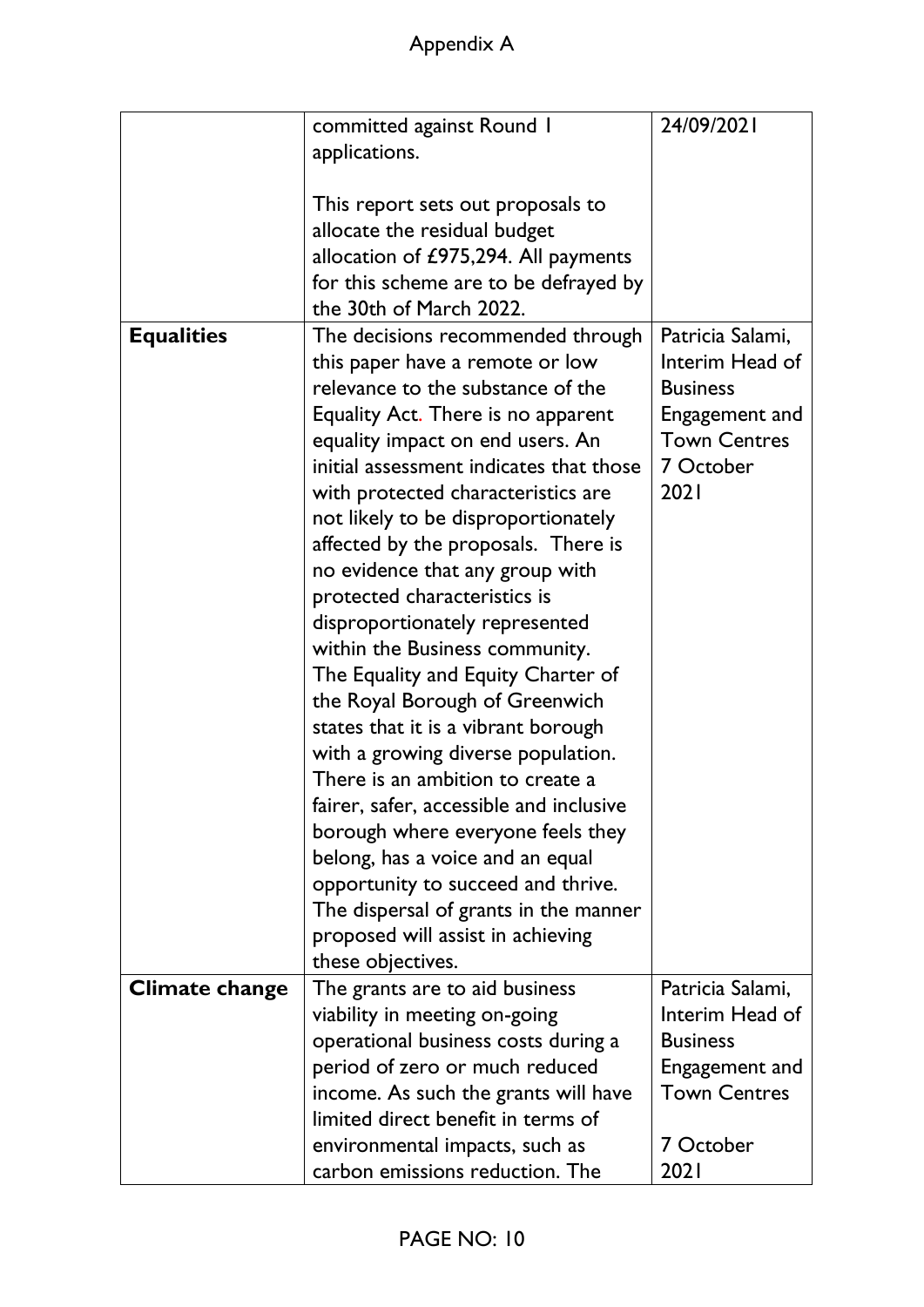Appendix A

| | | |
|---|---|---|
| | committed against Round 1 applications.<br><br>This report sets out proposals to allocate the residual budget allocation of £975,294. All payments for this scheme are to be defrayed by the 30th of March 2022. | 24/09/2021 |
| **Equalities** | The decisions recommended through this paper have a remote or low relevance to the substance of the Equality Act. There is no apparent equality impact on end users. An initial assessment indicates that those with protected characteristics are not likely to be disproportionately affected by the proposals. There is no evidence that any group with protected characteristics is disproportionately represented within the Business community.<br>The Equality and Equity Charter of the Royal Borough of Greenwich states that it is a vibrant borough with a growing diverse population. There is an ambition to create a fairer, safer, accessible and inclusive borough where everyone feels they belong, has a voice and an equal opportunity to succeed and thrive. The dispersal of grants in the manner proposed will assist in achieving these objectives. | Patricia Salami, Interim Head of Business Engagement and Town Centres<br>7 October 2021 |
| **Climate change** | The grants are to aid business viability in meeting on-going operational business costs during a period of zero or much reduced income. As such the grants will have limited direct benefit in terms of environmental impacts, such as carbon emissions reduction. The | Patricia Salami, Interim Head of Business Engagement and Town Centres<br><br>7 October 2021 |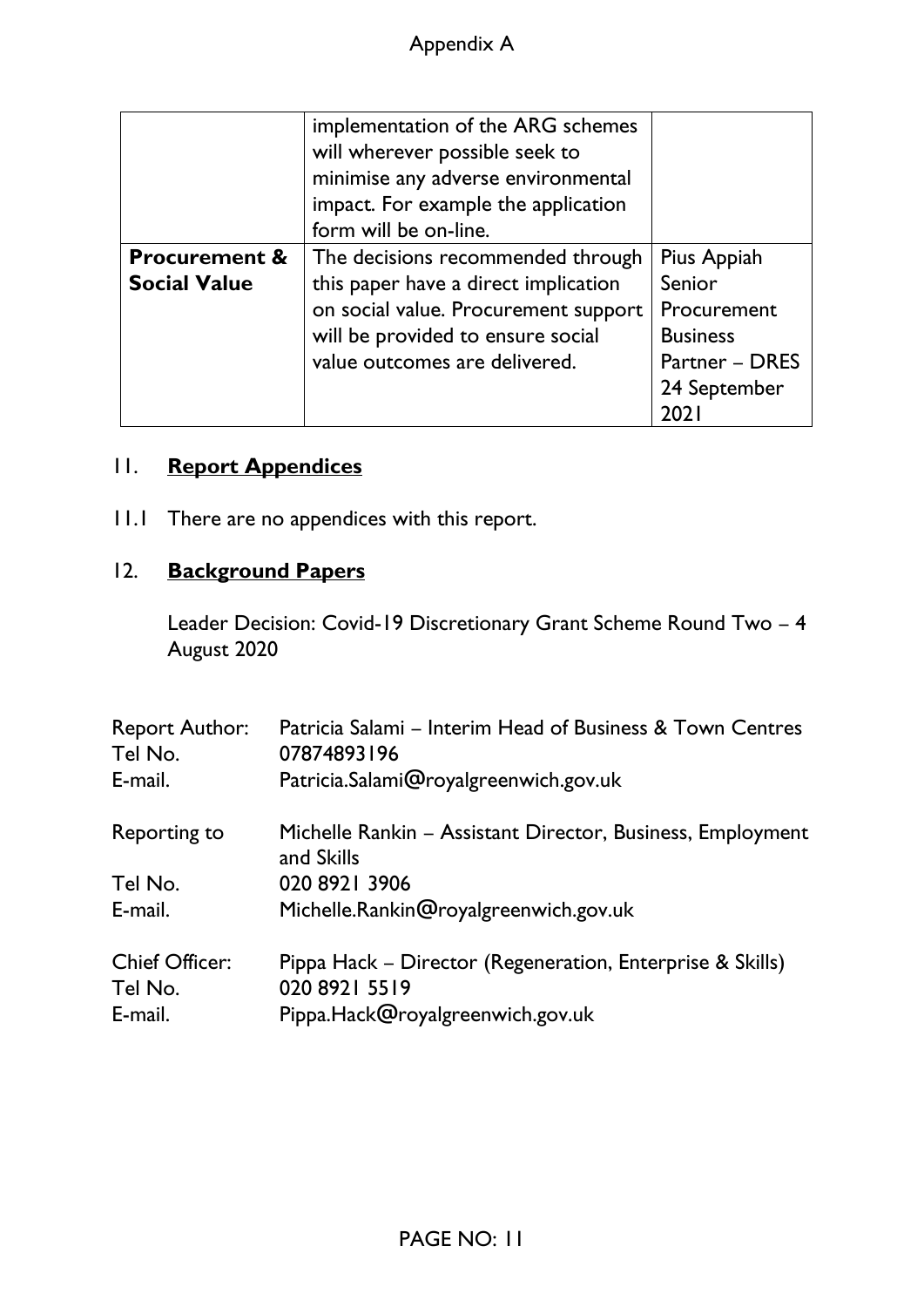| | | |
|---|---|---|
| | implementation of the ARG schemes will wherever possible seek to minimise any adverse environmental impact. For example the application form will be on-line. | |
| **Procurement & Social Value** | The decisions recommended through this paper have a direct implication on social value. Procurement support will be provided to ensure social value outcomes are delivered. | Pius Appiah Senior Procurement Business Partner – DRES 24 September 2021 |

## 11. **Report Appendices**

11.1 There are no appendices with this report.

## 12. **Background Papers**

Leader Decision: Covid-19 Discretionary Grant Scheme Round Two – 4 August 2020

Report Author: Patricia Salami – Interim Head of Business & Town Centres
Tel No. 07874893196
E-mail. Patricia.Salami@royalgreenwich.gov.uk

Reporting to Michelle Rankin – Assistant Director, Business, Employment and Skills
Tel No. 020 8921 3906
E-mail. Michelle.Rankin@royalgreenwich.gov.uk

Chief Officer: Pippa Hack – Director (Regeneration, Enterprise & Skills)
Tel No. 020 8921 5519
E-mail. Pippa.Hack@royalgreenwich.gov.uk